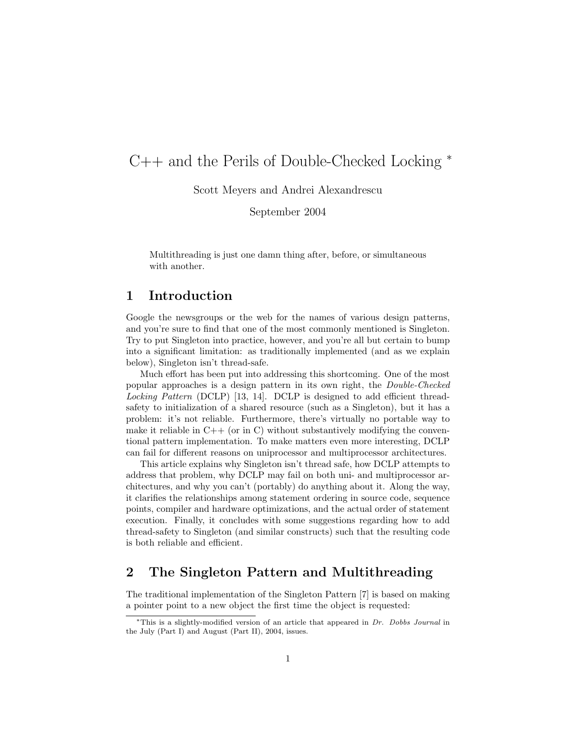# C++ and the Perils of Double-Checked Locking *

Scott Meyers and Andrei Alexandrescu

September 2004

> Multithreading is just one damn thing after, before, or simultaneous with another.

## 1 Introduction

Google the newsgroups or the web for the names of various design patterns, and you're sure to find that one of the most commonly mentioned is Singleton. Try to put Singleton into practice, however, and you're all but certain to bump into a significant limitation: as traditionally implemented (and as we explain below), Singleton isn't thread-safe.

Much effort has been put into addressing this shortcoming. One of the most popular approaches is a design pattern in its own right, the *Double-Checked Locking Pattern* (DCLP) [13, 14]. DCLP is designed to add efficient thread-safety to initialization of a shared resource (such as a Singleton), but it has a problem: it's not reliable. Furthermore, there's virtually no portable way to make it reliable in C++ (or in C) without substantively modifying the conventional pattern implementation. To make matters even more interesting, DCLP can fail for different reasons on uniprocessor and multiprocessor architectures.

This article explains why Singleton isn't thread safe, how DCLP attempts to address that problem, why DCLP may fail on both uni- and multiprocessor architectures, and why you can't (portably) do anything about it. Along the way, it clarifies the relationships among statement ordering in source code, sequence points, compiler and hardware optimizations, and the actual order of statement execution. Finally, it concludes with some suggestions regarding how to add thread-safety to Singleton (and similar constructs) such that the resulting code is both reliable and efficient.

## 2 The Singleton Pattern and Multithreading

The traditional implementation of the Singleton Pattern [7] is based on making a pointer point to a new object the first time the object is requested:

---

*This is a slightly-modified version of an article that appeared in *Dr. Dobbs Journal* in the July (Part I) and August (Part II), 2004, issues.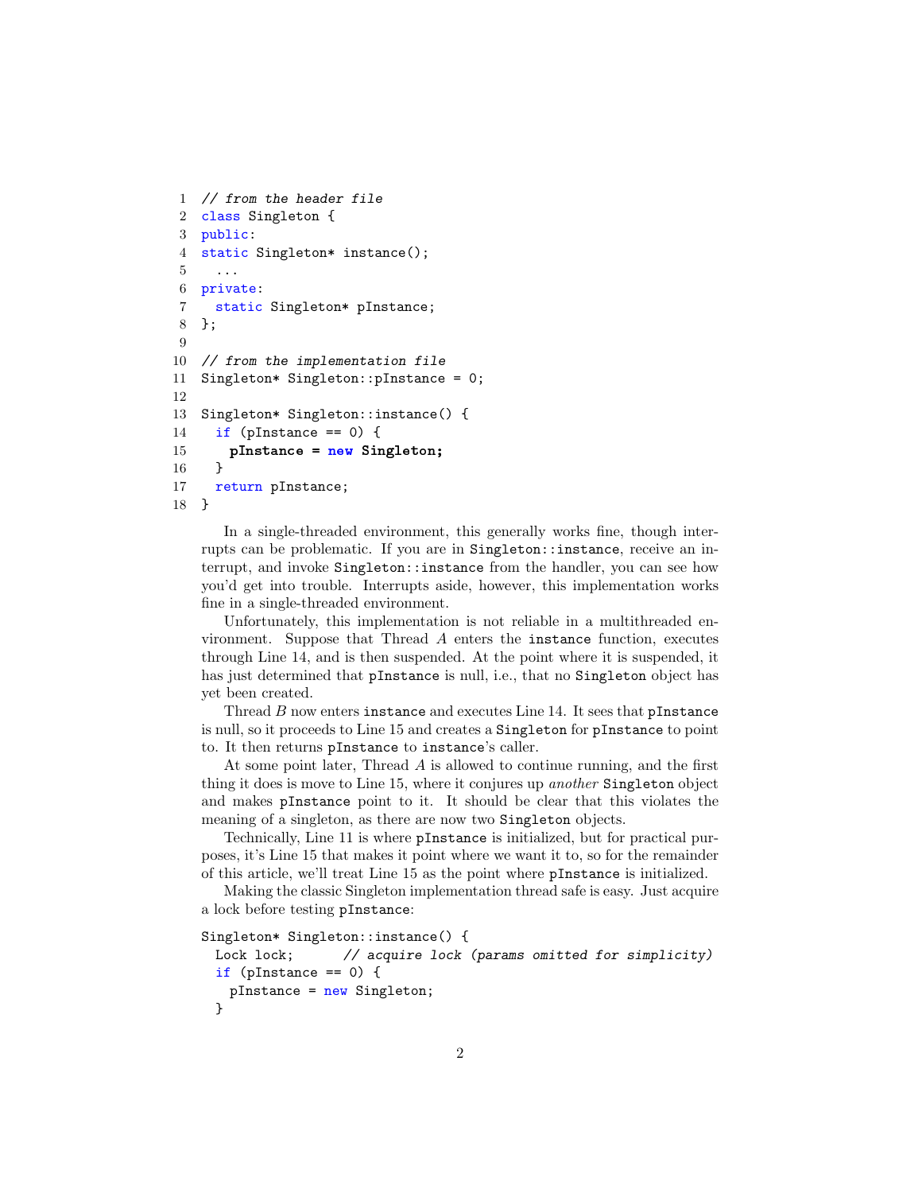```
1  // from the header file
2  class Singleton {
3  public:
4  static Singleton* instance();
5    ...
6  private:
7    static Singleton* pInstance;
8  };
9
10 // from the implementation file
11 Singleton* Singleton::pInstance = 0;
12
13 Singleton* Singleton::instance() {
14   if (pInstance == 0) {
15     pInstance = new Singleton;
16   }
17   return pInstance;
18 }
```

In a single-threaded environment, this generally works fine, though interrupts can be problematic. If you are in `Singleton::instance`, receive an interrupt, and invoke `Singleton::instance` from the handler, you can see how you'd get into trouble. Interrupts aside, however, this implementation works fine in a single-threaded environment.

Unfortunately, this implementation is not reliable in a multithreaded environment. Suppose that Thread *A* enters the `instance` function, executes through Line 14, and is then suspended. At the point where it is suspended, it has just determined that `pInstance` is null, i.e., that no `Singleton` object has yet been created.

Thread *B* now enters `instance` and executes Line 14. It sees that `pInstance` is null, so it proceeds to Line 15 and creates a `Singleton` for `pInstance` to point to. It then returns `pInstance` to `instance`'s caller.

At some point later, Thread *A* is allowed to continue running, and the first thing it does is move to Line 15, where it conjures up *another* `Singleton` object and makes `pInstance` point to it. It should be clear that this violates the meaning of a singleton, as there are now two `Singleton` objects.

Technically, Line 11 is where `pInstance` is initialized, but for practical purposes, it's Line 15 that makes it point where we want it to, so for the remainder of this article, we'll treat Line 15 as the point where `pInstance` is initialized.

Making the classic Singleton implementation thread safe is easy. Just acquire a lock before testing `pInstance`:

```
Singleton* Singleton::instance() {
  Lock lock;      // acquire lock (params omitted for simplicity)
  if (pInstance == 0) {
    pInstance = new Singleton;
  }
```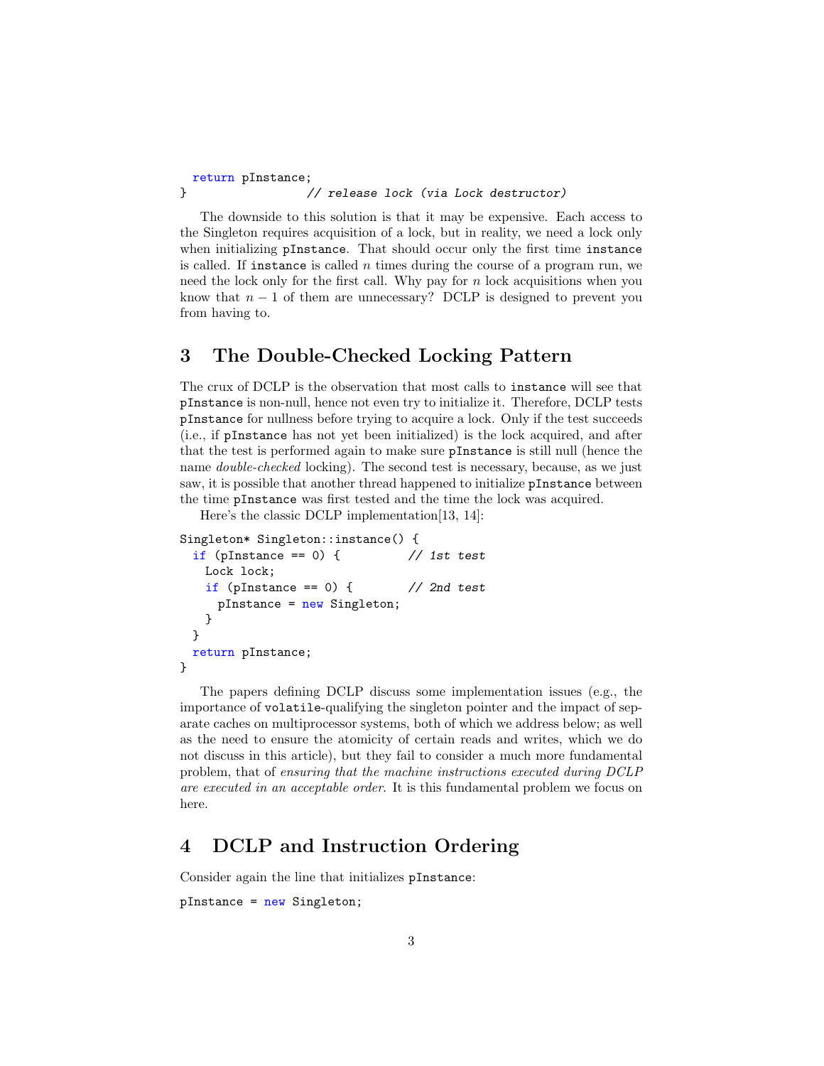```
  return pInstance;
}                  // release lock (via Lock destructor)
```

The downside to this solution is that it may be expensive. Each access to the Singleton requires acquisition of a lock, but in reality, we need a lock only when initializing `pInstance`. That should occur only the first time `instance` is called. If `instance` is called $n$ times during the course of a program run, we need the lock only for the first call. Why pay for $n$ lock acquisitions when you know that $n-1$ of them are unnecessary? DCLP is designed to prevent you from having to.

## 3 The Double-Checked Locking Pattern

The crux of DCLP is the observation that most calls to `instance` will see that `pInstance` is non-null, hence not even try to initialize it. Therefore, DCLP tests `pInstance` for nullness before trying to acquire a lock. Only if the test succeeds (i.e., if `pInstance` has not yet been initialized) is the lock acquired, and after that the test is performed again to make sure `pInstance` is still null (hence the name *double-checked* locking). The second test is necessary, because, as we just saw, it is possible that another thread happened to initialize `pInstance` between the time `pInstance` was first tested and the time the lock was acquired.

Here's the classic DCLP implementation[13, 14]:

```
Singleton* Singleton::instance() {
  if (pInstance == 0) {          // 1st test
    Lock lock;
    if (pInstance == 0) {        // 2nd test
      pInstance = new Singleton;
    }
  }
  return pInstance;
}
```

The papers defining DCLP discuss some implementation issues (e.g., the importance of `volatile`-qualifying the singleton pointer and the impact of separate caches on multiprocessor systems, both of which we address below; as well as the need to ensure the atomicity of certain reads and writes, which we do not discuss in this article), but they fail to consider a much more fundamental problem, that of *ensuring that the machine instructions executed during DCLP are executed in an acceptable order*. It is this fundamental problem we focus on here.

## 4 DCLP and Instruction Ordering

Consider again the line that initializes `pInstance`:

```
pInstance = new Singleton;
```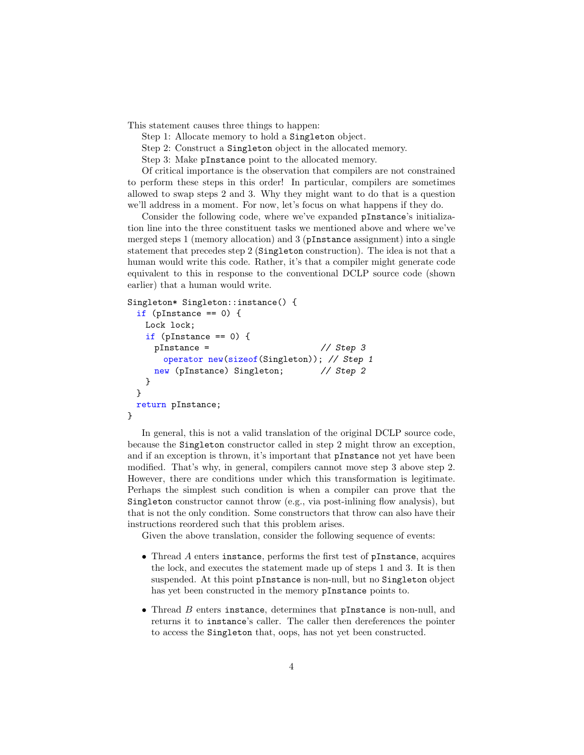This statement causes three things to happen:

Step 1: Allocate memory to hold a `Singleton` object.

Step 2: Construct a `Singleton` object in the allocated memory.

Step 3: Make `pInstance` point to the allocated memory.

Of critical importance is the observation that compilers are not constrained to perform these steps in this order! In particular, compilers are sometimes allowed to swap steps 2 and 3. Why they might want to do that is a question we'll address in a moment. For now, let's focus on what happens if they do.

Consider the following code, where we've expanded `pInstance`'s initialization line into the three constituent tasks we mentioned above and where we've merged steps 1 (memory allocation) and 3 (`pInstance` assignment) into a single statement that precedes step 2 (`Singleton` construction). The idea is not that a human would write this code. Rather, it's that a compiler might generate code equivalent to this in response to the conventional DCLP source code (shown earlier) that a human would write.

```
Singleton* Singleton::instance() {
  if (pInstance == 0) {
    Lock lock;
    if (pInstance == 0) {
      pInstance =                       // Step 3
        operator new(sizeof(Singleton)); // Step 1
      new (pInstance) Singleton;        // Step 2
    }
  }
  return pInstance;
}
```

In general, this is not a valid translation of the original DCLP source code, because the `Singleton` constructor called in step 2 might throw an exception, and if an exception is thrown, it's important that `pInstance` not yet have been modified. That's why, in general, compilers cannot move step 3 above step 2. However, there are conditions under which this transformation is legitimate. Perhaps the simplest such condition is when a compiler can prove that the `Singleton` constructor cannot throw (e.g., via post-inlining flow analysis), but that is not the only condition. Some constructors that throw can also have their instructions reordered such that this problem arises.

Given the above translation, consider the following sequence of events:

- Thread *A* enters `instance`, performs the first test of `pInstance`, acquires the lock, and executes the statement made up of steps 1 and 3. It is then suspended. At this point `pInstance` is non-null, but no `Singleton` object has yet been constructed in the memory `pInstance` points to.

- Thread *B* enters `instance`, determines that `pInstance` is non-null, and returns it to `instance`'s caller. The caller then dereferences the pointer to access the `Singleton` that, oops, has not yet been constructed.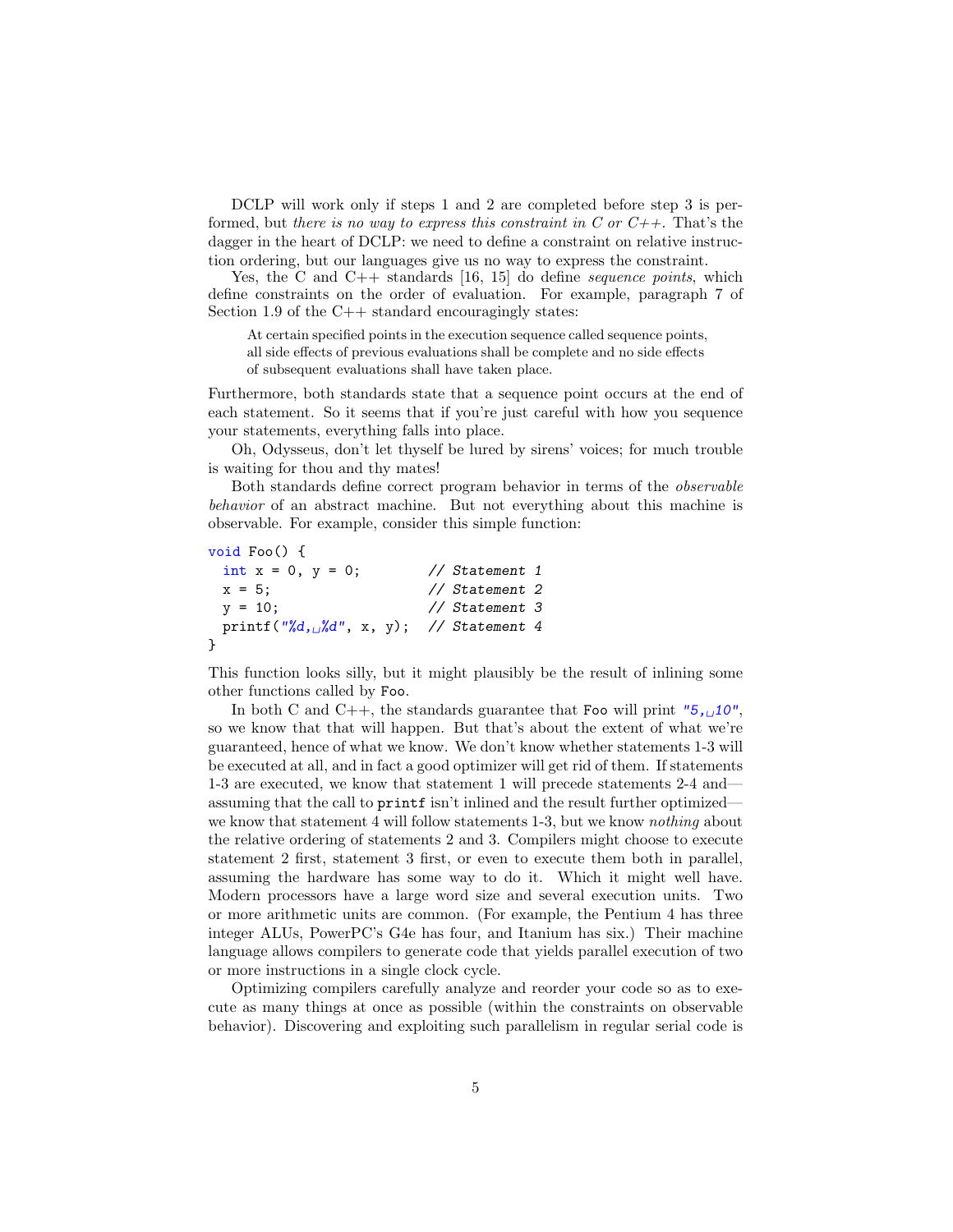DCLP will work only if steps 1 and 2 are completed before step 3 is performed, but *there is no way to express this constraint in C or C++.* That's the dagger in the heart of DCLP: we need to define a constraint on relative instruction ordering, but our languages give us no way to express the constraint.

Yes, the C and C++ standards [16, 15] do define *sequence points*, which define constraints on the order of evaluation. For example, paragraph 7 of Section 1.9 of the C++ standard encouragingly states:

> At certain specified points in the execution sequence called sequence points, all side effects of previous evaluations shall be complete and no side effects of subsequent evaluations shall have taken place.

Furthermore, both standards state that a sequence point occurs at the end of each statement. So it seems that if you're just careful with how you sequence your statements, everything falls into place.

Oh, Odysseus, don't let thyself be lured by sirens' voices; for much trouble is waiting for thou and thy mates!

Both standards define correct program behavior in terms of the *observable behavior* of an abstract machine. But not everything about this machine is observable. For example, consider this simple function:

```
void Foo() {
  int x = 0, y = 0;          // Statement 1
  x = 5;                     // Statement 2
  y = 10;                    // Statement 3
  printf("%d, %d", x, y);   // Statement 4
}
```

This function looks silly, but it might plausibly be the result of inlining some other functions called by `Foo`.

In both C and C++, the standards guarantee that `Foo` will print `"5, 10"`, so we know that that will happen. But that's about the extent of what we're guaranteed, hence of what we know. We don't know whether statements 1-3 will be executed at all, and in fact a good optimizer will get rid of them. If statements 1-3 are executed, we know that statement 1 will precede statements 2-4 and—assuming that the call to `printf` isn't inlined and the result further optimized—we know that statement 4 will follow statements 1-3, but we know *nothing* about the relative ordering of statements 2 and 3. Compilers might choose to execute statement 2 first, statement 3 first, or even to execute them both in parallel, assuming the hardware has some way to do it. Which it might well have. Modern processors have a large word size and several execution units. Two or more arithmetic units are common. (For example, the Pentium 4 has three integer ALUs, PowerPC's G4e has four, and Itanium has six.) Their machine language allows compilers to generate code that yields parallel execution of two or more instructions in a single clock cycle.

Optimizing compilers carefully analyze and reorder your code so as to execute as many things at once as possible (within the constraints on observable behavior). Discovering and exploiting such parallelism in regular serial code is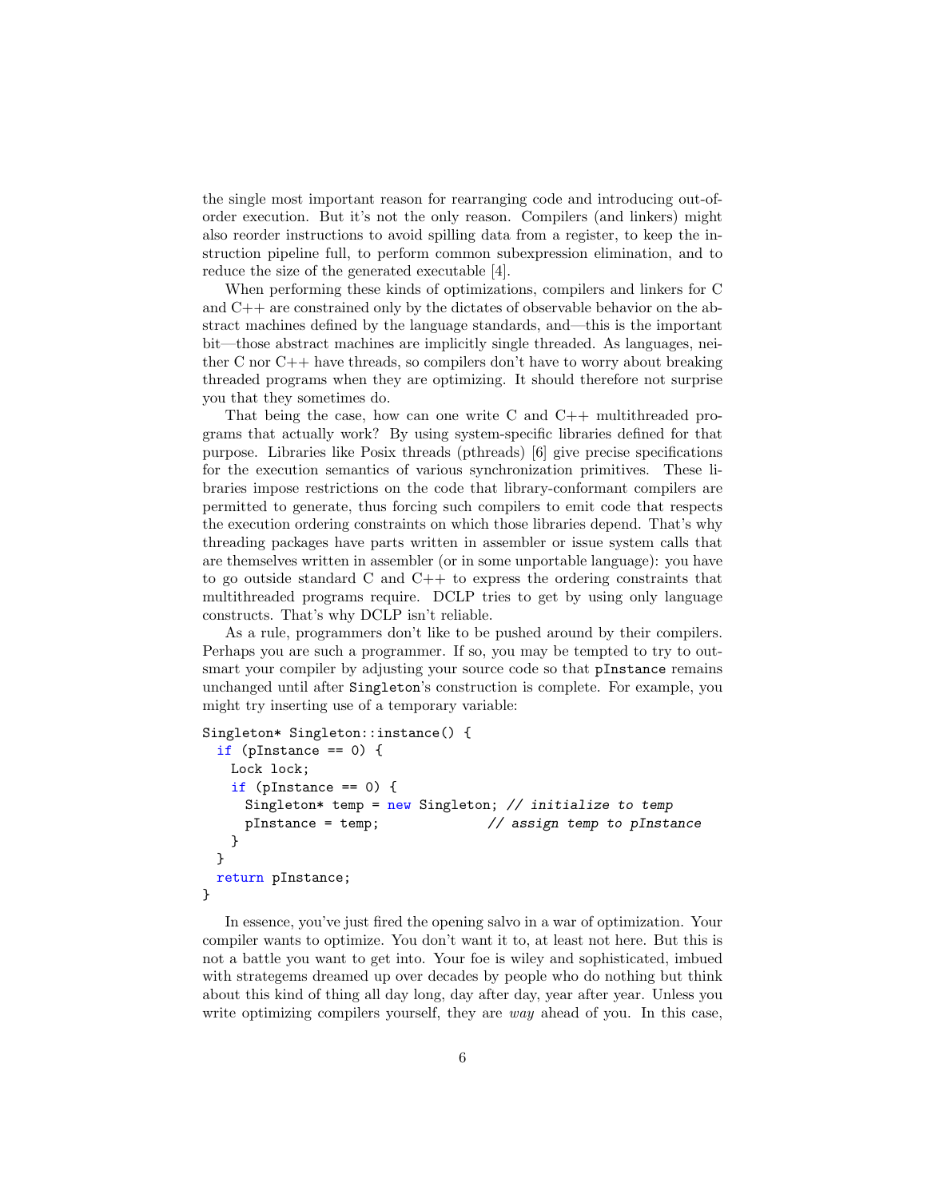the single most important reason for rearranging code and introducing out-of-order execution. But it's not the only reason. Compilers (and linkers) might also reorder instructions to avoid spilling data from a register, to keep the instruction pipeline full, to perform common subexpression elimination, and to reduce the size of the generated executable [4].

When performing these kinds of optimizations, compilers and linkers for C and C++ are constrained only by the dictates of observable behavior on the abstract machines defined by the language standards, and—this is the important bit—those abstract machines are implicitly single threaded. As languages, neither C nor C++ have threads, so compilers don't have to worry about breaking threaded programs when they are optimizing. It should therefore not surprise you that they sometimes do.

That being the case, how can one write C and C++ multithreaded programs that actually work? By using system-specific libraries defined for that purpose. Libraries like Posix threads (pthreads) [6] give precise specifications for the execution semantics of various synchronization primitives. These libraries impose restrictions on the code that library-conformant compilers are permitted to generate, thus forcing such compilers to emit code that respects the execution ordering constraints on which those libraries depend. That's why threading packages have parts written in assembler or issue system calls that are themselves written in assembler (or in some unportable language): you have to go outside standard C and C++ to express the ordering constraints that multithreaded programs require. DCLP tries to get by using only language constructs. That's why DCLP isn't reliable.

As a rule, programmers don't like to be pushed around by their compilers. Perhaps you are such a programmer. If so, you may be tempted to try to outsmart your compiler by adjusting your source code so that `pInstance` remains unchanged until after `Singleton`'s construction is complete. For example, you might try inserting use of a temporary variable:

```
Singleton* Singleton::instance() {
  if (pInstance == 0) {
    Lock lock;
    if (pInstance == 0) {
      Singleton* temp = new Singleton; // initialize to temp
      pInstance = temp;              // assign temp to pInstance
    }
  }
  return pInstance;
}
```

In essence, you've just fired the opening salvo in a war of optimization. Your compiler wants to optimize. You don't want it to, at least not here. But this is not a battle you want to get into. Your foe is wiley and sophisticated, imbued with strategems dreamed up over decades by people who do nothing but think about this kind of thing all day long, day after day, year after year. Unless you write optimizing compilers yourself, they are *way* ahead of you. In this case,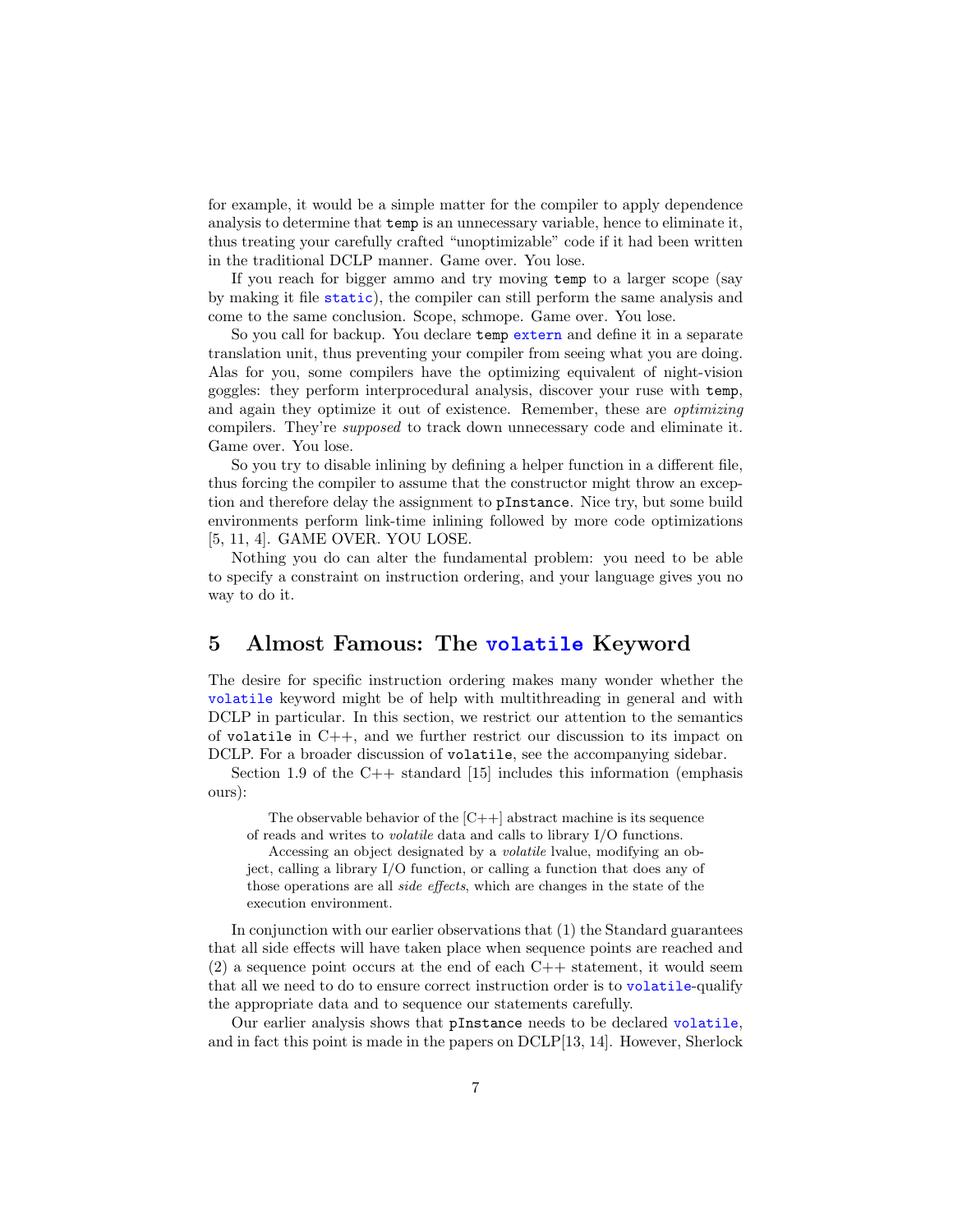for example, it would be a simple matter for the compiler to apply dependence analysis to determine that `temp` is an unnecessary variable, hence to eliminate it, thus treating your carefully crafted "unoptimizable" code if it had been written in the traditional DCLP manner. Game over. You lose.

If you reach for bigger ammo and try moving `temp` to a larger scope (say by making it file `static`), the compiler can still perform the same analysis and come to the same conclusion. Scope, schmope. Game over. You lose.

So you call for backup. You declare `temp` `extern` and define it in a separate translation unit, thus preventing your compiler from seeing what you are doing. Alas for you, some compilers have the optimizing equivalent of night-vision goggles: they perform interprocedural analysis, discover your ruse with `temp`, and again they optimize it out of existence. Remember, these are *optimizing* compilers. They're *supposed* to track down unnecessary code and eliminate it. Game over. You lose.

So you try to disable inlining by defining a helper function in a different file, thus forcing the compiler to assume that the constructor might throw an exception and therefore delay the assignment to `pInstance`. Nice try, but some build environments perform link-time inlining followed by more code optimizations [5, 11, 4]. GAME OVER. YOU LOSE.

Nothing you do can alter the fundamental problem: you need to be able to specify a constraint on instruction ordering, and your language gives you no way to do it.

## 5 Almost Famous: The `volatile` Keyword

The desire for specific instruction ordering makes many wonder whether the `volatile` keyword might be of help with multithreading in general and with DCLP in particular. In this section, we restrict our attention to the semantics of `volatile` in C++, and we further restrict our discussion to its impact on DCLP. For a broader discussion of `volatile`, see the accompanying sidebar.

Section 1.9 of the C++ standard [15] includes this information (emphasis ours):

> The observable behavior of the [C++] abstract machine is its sequence of reads and writes to *volatile* data and calls to library I/O functions.
>
> Accessing an object designated by a *volatile* lvalue, modifying an object, calling a library I/O function, or calling a function that does any of those operations are all *side effects*, which are changes in the state of the execution environment.

In conjunction with our earlier observations that (1) the Standard guarantees that all side effects will have taken place when sequence points are reached and (2) a sequence point occurs at the end of each C++ statement, it would seem that all we need to do to ensure correct instruction order is to `volatile`-qualify the appropriate data and to sequence our statements carefully.

Our earlier analysis shows that `pInstance` needs to be declared `volatile`, and in fact this point is made in the papers on DCLP[13, 14]. However, Sherlock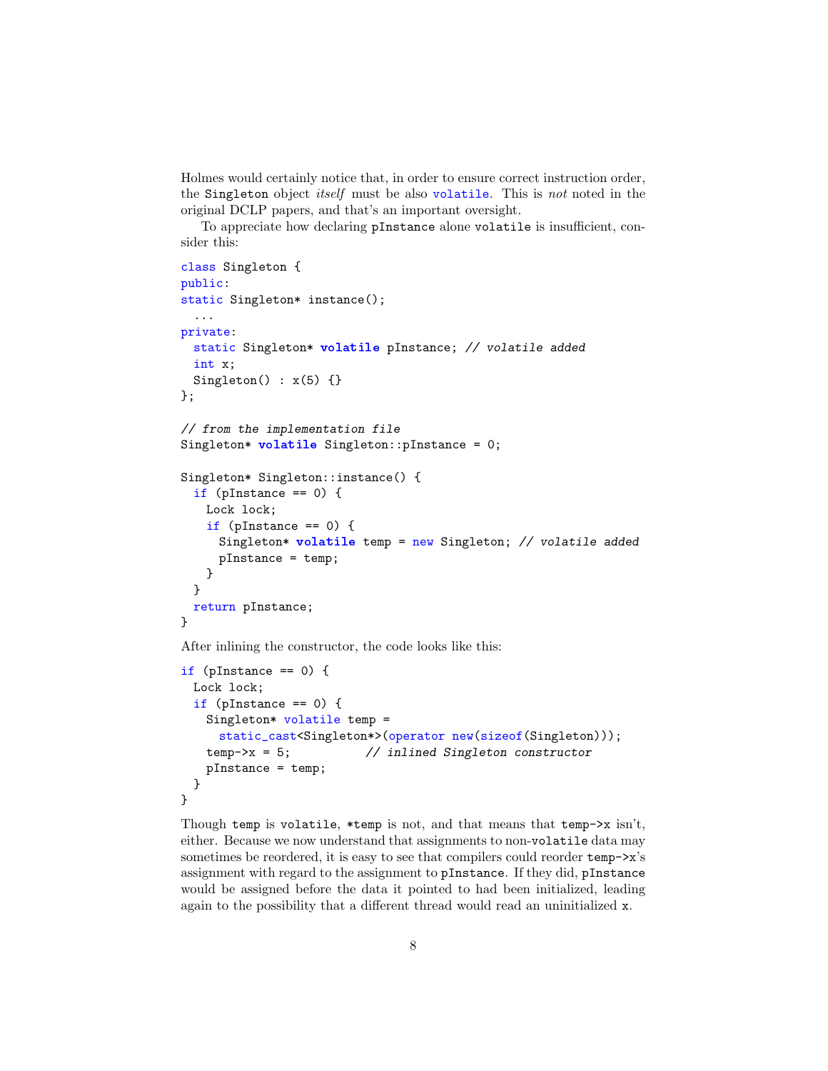Holmes would certainly notice that, in order to ensure correct instruction order, the `Singleton` object *itself* must be also `volatile`. This is *not* noted in the original DCLP papers, and that's an important oversight.

To appreciate how declaring `pInstance` alone `volatile` is insufficient, consider this:

```
class Singleton {
public:
static Singleton* instance();
  ...
private:
  static Singleton* volatile pInstance; // volatile added
  int x;
  Singleton() : x(5) {}
};

// from the implementation file
Singleton* volatile Singleton::pInstance = 0;

Singleton* Singleton::instance() {
  if (pInstance == 0) {
    Lock lock;
    if (pInstance == 0) {
      Singleton* volatile temp = new Singleton; // volatile added
      pInstance = temp;
    }
  }
  return pInstance;
}
```

After inlining the constructor, the code looks like this:

```
if (pInstance == 0) {
  Lock lock;
  if (pInstance == 0) {
    Singleton* volatile temp =
      static_cast<Singleton*>(operator new(sizeof(Singleton)));
    temp->x = 5;          // inlined Singleton constructor
    pInstance = temp;
  }
}
```

Though `temp` is `volatile`, `*temp` is not, and that means that `temp->x` isn't, either. Because we now understand that assignments to non-`volatile` data may sometimes be reordered, it is easy to see that compilers could reorder `temp->x`'s assignment with regard to the assignment to `pInstance`. If they did, `pInstance` would be assigned before the data it pointed to had been initialized, leading again to the possibility that a different thread would read an uninitialized `x`.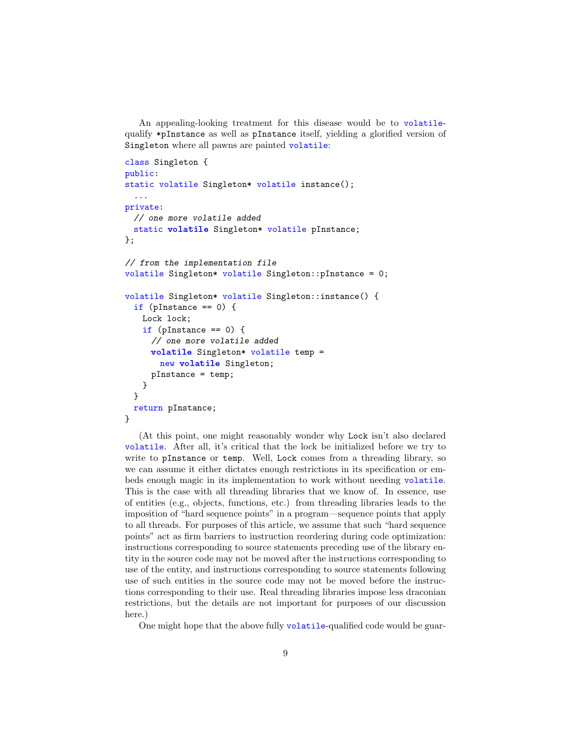An appealing-looking treatment for this disease would be to volatile-qualify `*pInstance` as well as `pInstance` itself, yielding a glorified version of `Singleton` where all pawns are painted volatile:

```
class Singleton {
public:
static volatile Singleton* volatile instance();
  ...
private:
  // one more volatile added
  static volatile Singleton* volatile pInstance;
};

// from the implementation file
volatile Singleton* volatile Singleton::pInstance = 0;

volatile Singleton* volatile Singleton::instance() {
  if (pInstance == 0) {
    Lock lock;
    if (pInstance == 0) {
      // one more volatile added
      volatile Singleton* volatile temp =
        new volatile Singleton;
      pInstance = temp;
    }
  }
  return pInstance;
}
```

(At this point, one might reasonably wonder why `Lock` isn't also declared volatile. After all, it's critical that the lock be initialized before we try to write to `pInstance` or `temp`. Well, `Lock` comes from a threading library, so we can assume it either dictates enough restrictions in its specification or embeds enough magic in its implementation to work without needing volatile. This is the case with all threading libraries that we know of. In essence, use of entities (e.g., objects, functions, etc.) from threading libraries leads to the imposition of "hard sequence points" in a program—sequence points that apply to all threads. For purposes of this article, we assume that such "hard sequence points" act as firm barriers to instruction reordering during code optimization: instructions corresponding to source statements preceding use of the library entity in the source code may not be moved after the instructions corresponding to use of the entity, and instructions corresponding to source statements following use of such entities in the source code may not be moved before the instructions corresponding to their use. Real threading libraries impose less draconian restrictions, but the details are not important for purposes of our discussion here.)

One might hope that the above fully volatile-qualified code would be guar-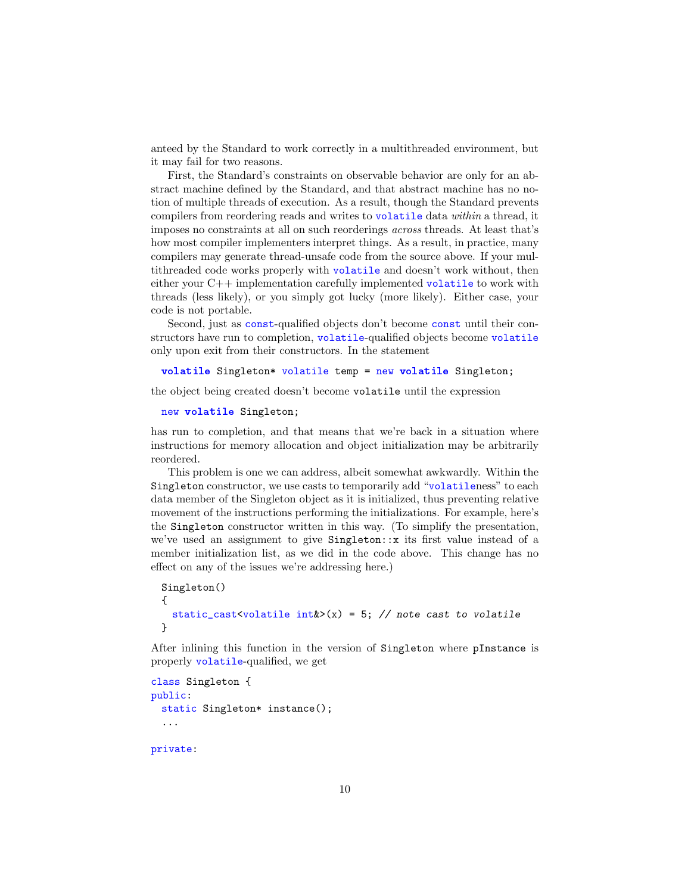anteed by the Standard to work correctly in a multithreaded environment, but it may fail for two reasons.

First, the Standard's constraints on observable behavior are only for an abstract machine defined by the Standard, and that abstract machine has no notion of multiple threads of execution. As a result, though the Standard prevents compilers from reordering reads and writes to volatile data *within* a thread, it imposes no constraints at all on such reorderings *across* threads. At least that's how most compiler implementers interpret things. As a result, in practice, many compilers may generate thread-unsafe code from the source above. If your multithreaded code works properly with volatile and doesn't work without, then either your C++ implementation carefully implemented volatile to work with threads (less likely), or you simply got lucky (more likely). Either case, your code is not portable.

Second, just as const-qualified objects don't become const until their constructors have run to completion, volatile-qualified objects become volatile only upon exit from their constructors. In the statement

```
volatile Singleton* volatile temp = new volatile Singleton;
```

the object being created doesn't become volatile until the expression

```
new volatile Singleton;
```

has run to completion, and that means that we're back in a situation where instructions for memory allocation and object initialization may be arbitrarily reordered.

This problem is one we can address, albeit somewhat awkwardly. Within the Singleton constructor, we use casts to temporarily add "volatileness" to each data member of the Singleton object as it is initialized, thus preventing relative movement of the instructions performing the initializations. For example, here's the Singleton constructor written in this way. (To simplify the presentation, we've used an assignment to give Singleton::x its first value instead of a member initialization list, as we did in the code above. This change has no effect on any of the issues we're addressing here.)

```
Singleton()
{
  static_cast<volatile int&>(x) = 5; // note cast to volatile
}
```

After inlining this function in the version of Singleton where pInstance is properly volatile-qualified, we get

```
class Singleton {
public:
  static Singleton* instance();
  ...

private:
```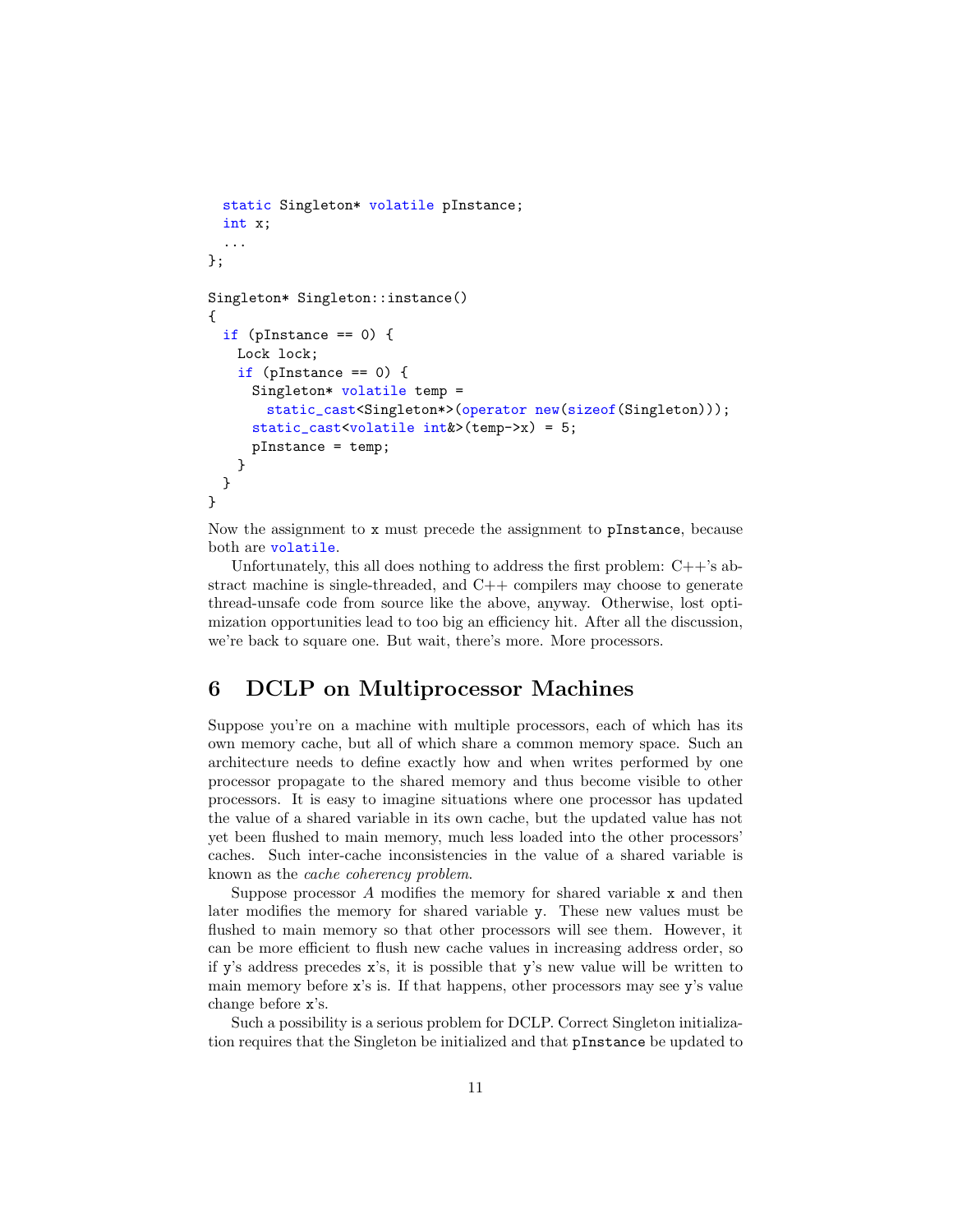```
  static Singleton* volatile pInstance;
  int x;
  ...
};

Singleton* Singleton::instance()
{
  if (pInstance == 0) {
    Lock lock;
    if (pInstance == 0) {
      Singleton* volatile temp =
        static_cast<Singleton*>(operator new(sizeof(Singleton)));
      static_cast<volatile int&>(temp->x) = 5;
      pInstance = temp;
    }
  }
}
```

Now the assignment to `x` must precede the assignment to `pInstance`, because both are `volatile`.

Unfortunately, this all does nothing to address the first problem: C++'s abstract machine is single-threaded, and C++ compilers may choose to generate thread-unsafe code from source like the above, anyway. Otherwise, lost optimization opportunities lead to too big an efficiency hit. After all the discussion, we're back to square one. But wait, there's more. More processors.

## 6 DCLP on Multiprocessor Machines

Suppose you're on a machine with multiple processors, each of which has its own memory cache, but all of which share a common memory space. Such an architecture needs to define exactly how and when writes performed by one processor propagate to the shared memory and thus become visible to other processors. It is easy to imagine situations where one processor has updated the value of a shared variable in its own cache, but the updated value has not yet been flushed to main memory, much less loaded into the other processors' caches. Such inter-cache inconsistencies in the value of a shared variable is known as the *cache coherency problem*.

Suppose processor *A* modifies the memory for shared variable `x` and then later modifies the memory for shared variable `y`. These new values must be flushed to main memory so that other processors will see them. However, it can be more efficient to flush new cache values in increasing address order, so if `y`'s address precedes `x`'s, it is possible that `y`'s new value will be written to main memory before `x`'s is. If that happens, other processors may see `y`'s value change before `x`'s.

Such a possibility is a serious problem for DCLP. Correct Singleton initialization requires that the Singleton be initialized and that `pInstance` be updated to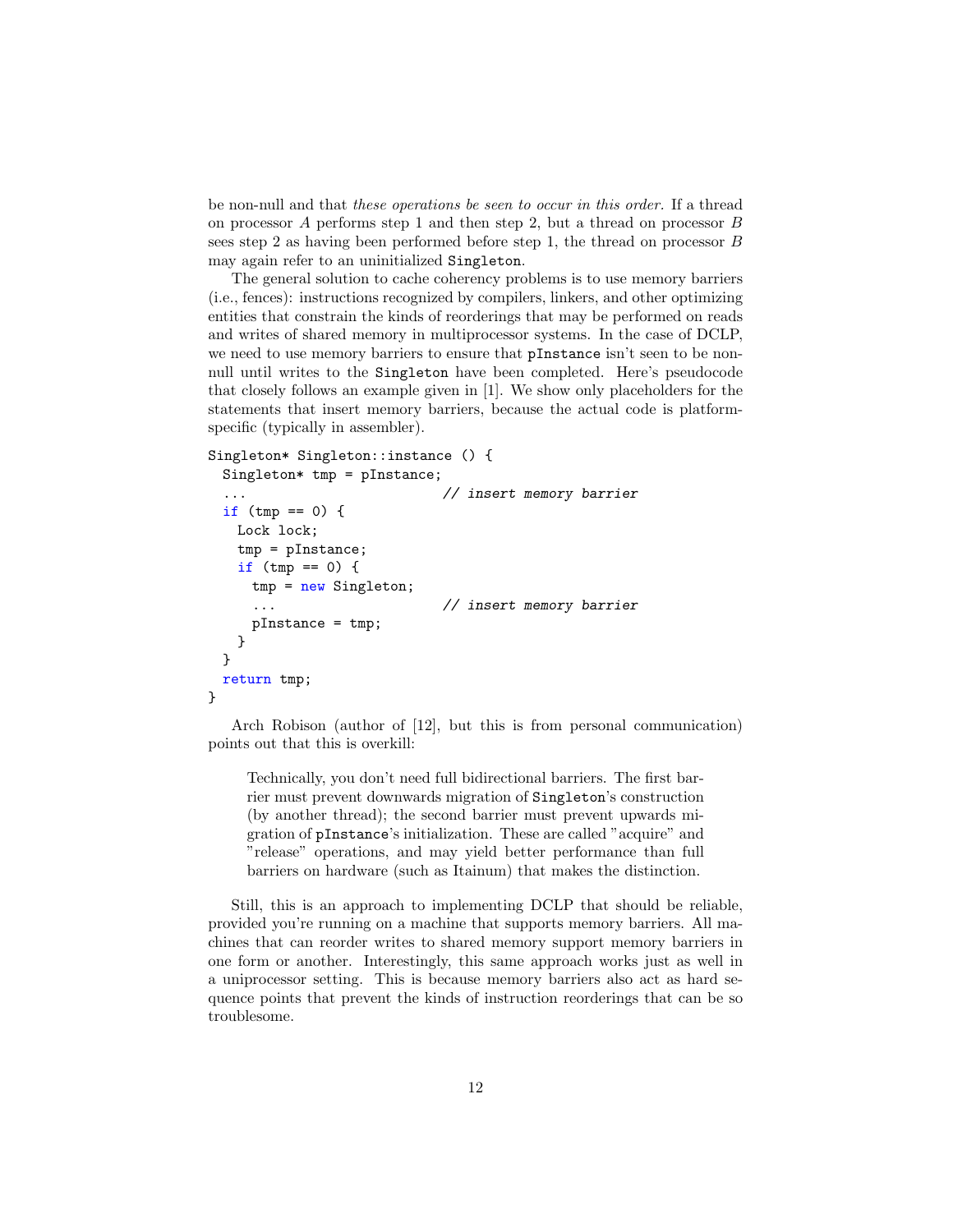be non-null and that *these operations be seen to occur in this order*. If a thread on processor $A$ performs step 1 and then step 2, but a thread on processor $B$ sees step 2 as having been performed before step 1, the thread on processor $B$ may again refer to an uninitialized `Singleton`.

The general solution to cache coherency problems is to use memory barriers (i.e., fences): instructions recognized by compilers, linkers, and other optimizing entities that constrain the kinds of reorderings that may be performed on reads and writes of shared memory in multiprocessor systems. In the case of DCLP, we need to use memory barriers to ensure that `pInstance` isn't seen to be non-null until writes to the `Singleton` have been completed. Here's pseudocode that closely follows an example given in [1]. We show only placeholders for the statements that insert memory barriers, because the actual code is platform-specific (typically in assembler).

```
Singleton* Singleton::instance () {
  Singleton* tmp = pInstance;
  ...                         // insert memory barrier
  if (tmp == 0) {
    Lock lock;
    tmp = pInstance;
    if (tmp == 0) {
      tmp = new Singleton;
      ...                     // insert memory barrier
      pInstance = tmp;
    }
  }
  return tmp;
}
```

Arch Robison (author of [12], but this is from personal communication) points out that this is overkill:

> Technically, you don't need full bidirectional barriers. The first barrier must prevent downwards migration of `Singleton`'s construction (by another thread); the second barrier must prevent upwards migration of `pInstance`'s initialization. These are called "acquire" and "release" operations, and may yield better performance than full barriers on hardware (such as Itainum) that makes the distinction.

Still, this is an approach to implementing DCLP that should be reliable, provided you're running on a machine that supports memory barriers. All machines that can reorder writes to shared memory support memory barriers in one form or another. Interestingly, this same approach works just as well in a uniprocessor setting. This is because memory barriers also act as hard sequence points that prevent the kinds of instruction reorderings that can be so troublesome.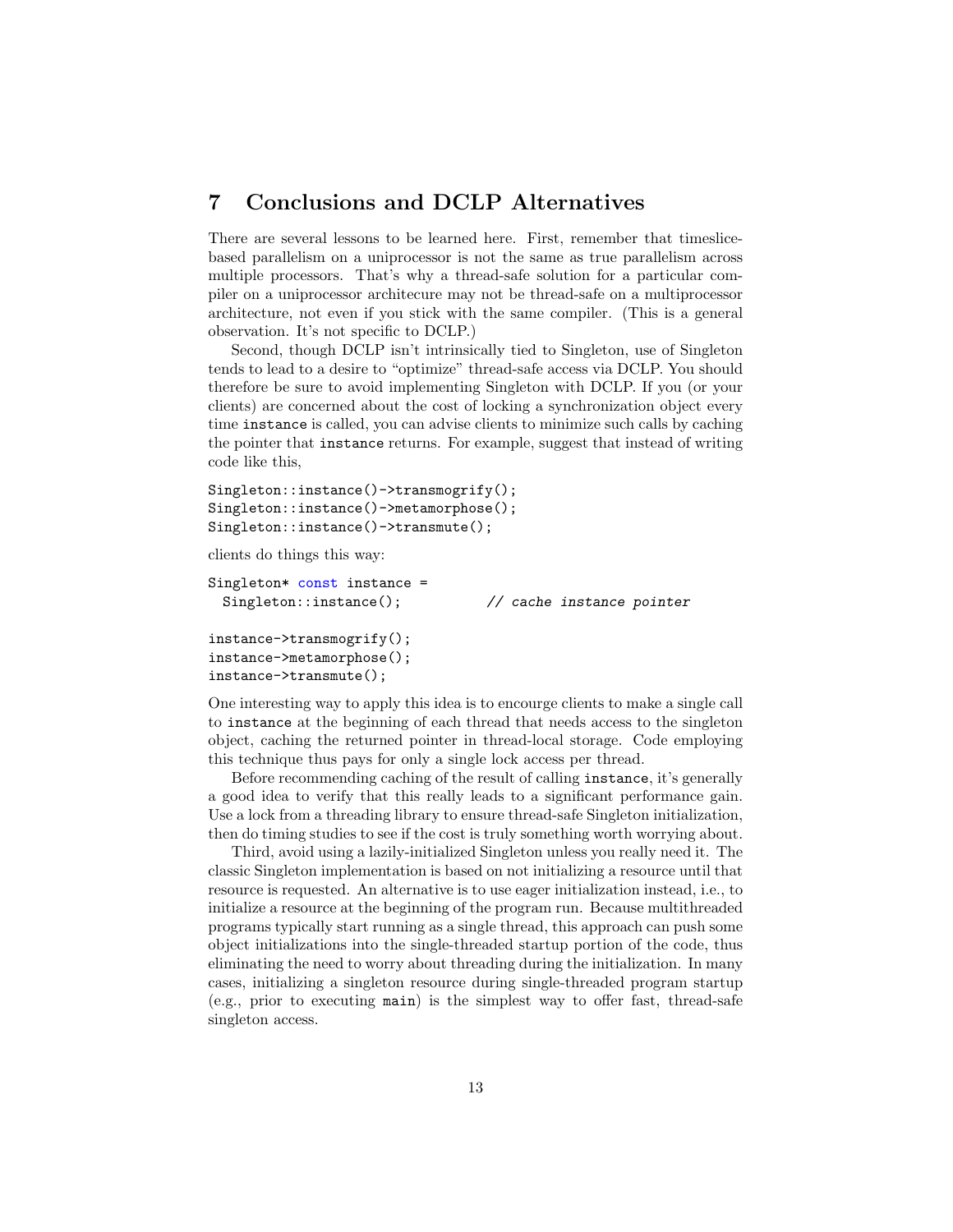## 7 Conclusions and DCLP Alternatives

There are several lessons to be learned here. First, remember that timeslice-based parallelism on a uniprocessor is not the same as true parallelism across multiple processors. That's why a thread-safe solution for a particular compiler on a uniprocessor architecure may not be thread-safe on a multiprocessor architecture, not even if you stick with the same compiler. (This is a general observation. It's not specific to DCLP.)

Second, though DCLP isn't intrinsically tied to Singleton, use of Singleton tends to lead to a desire to "optimize" thread-safe access via DCLP. You should therefore be sure to avoid implementing Singleton with DCLP. If you (or your clients) are concerned about the cost of locking a synchronization object every time `instance` is called, you can advise clients to minimize such calls by caching the pointer that `instance` returns. For example, suggest that instead of writing code like this,

```
Singleton::instance()->transmogrify();
Singleton::instance()->metamorphose();
Singleton::instance()->transmute();
```

clients do things this way:

```
Singleton* const instance =
  Singleton::instance();          // cache instance pointer

instance->transmogrify();
instance->metamorphose();
instance->transmute();
```

One interesting way to apply this idea is to encourge clients to make a single call to `instance` at the beginning of each thread that needs access to the singleton object, caching the returned pointer in thread-local storage. Code employing this technique thus pays for only a single lock access per thread.

Before recommending caching of the result of calling `instance`, it's generally a good idea to verify that this really leads to a significant performance gain. Use a lock from a threading library to ensure thread-safe Singleton initialization, then do timing studies to see if the cost is truly something worth worrying about.

Third, avoid using a lazily-initialized Singleton unless you really need it. The classic Singleton implementation is based on not initializing a resource until that resource is requested. An alternative is to use eager initialization instead, i.e., to initialize a resource at the beginning of the program run. Because multithreaded programs typically start running as a single thread, this approach can push some object initializations into the single-threaded startup portion of the code, thus eliminating the need to worry about threading during the initialization. In many cases, initializing a singleton resource during single-threaded program startup (e.g., prior to executing `main`) is the simplest way to offer fast, thread-safe singleton access.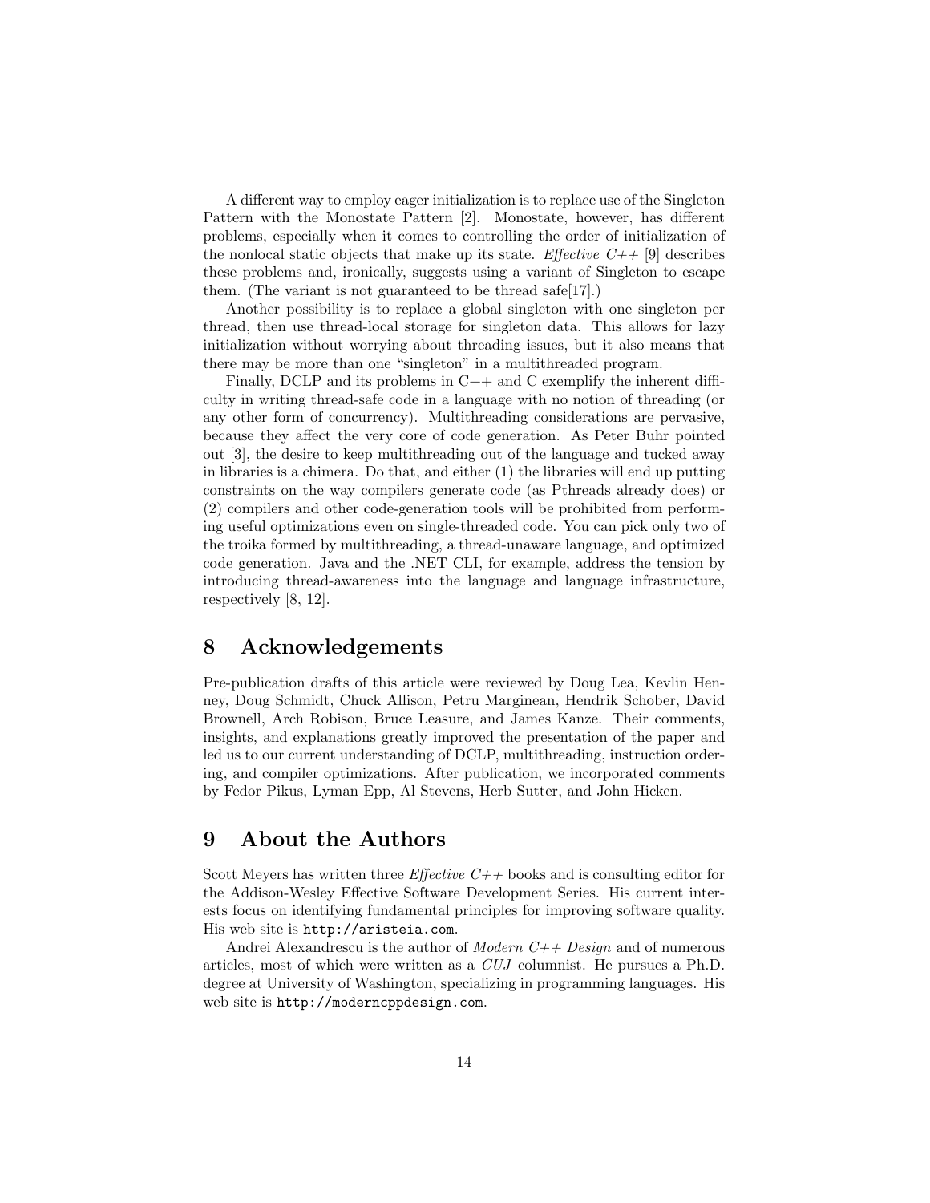A different way to employ eager initialization is to replace use of the Singleton Pattern with the Monostate Pattern [2]. Monostate, however, has different problems, especially when it comes to controlling the order of initialization of the nonlocal static objects that make up its state. *Effective C++* [9] describes these problems and, ironically, suggests using a variant of Singleton to escape them. (The variant is not guaranteed to be thread safe[17].)

Another possibility is to replace a global singleton with one singleton per thread, then use thread-local storage for singleton data. This allows for lazy initialization without worrying about threading issues, but it also means that there may be more than one "singleton" in a multithreaded program.

Finally, DCLP and its problems in C++ and C exemplify the inherent difficulty in writing thread-safe code in a language with no notion of threading (or any other form of concurrency). Multithreading considerations are pervasive, because they affect the very core of code generation. As Peter Buhr pointed out [3], the desire to keep multithreading out of the language and tucked away in libraries is a chimera. Do that, and either (1) the libraries will end up putting constraints on the way compilers generate code (as Pthreads already does) or (2) compilers and other code-generation tools will be prohibited from performing useful optimizations even on single-threaded code. You can pick only two of the troika formed by multithreading, a thread-unaware language, and optimized code generation. Java and the .NET CLI, for example, address the tension by introducing thread-awareness into the language and language infrastructure, respectively [8, 12].

# 8 Acknowledgements

Pre-publication drafts of this article were reviewed by Doug Lea, Kevlin Henney, Doug Schmidt, Chuck Allison, Petru Marginean, Hendrik Schober, David Brownell, Arch Robison, Bruce Leasure, and James Kanze. Their comments, insights, and explanations greatly improved the presentation of the paper and led us to our current understanding of DCLP, multithreading, instruction ordering, and compiler optimizations. After publication, we incorporated comments by Fedor Pikus, Lyman Epp, Al Stevens, Herb Sutter, and John Hicken.

# 9 About the Authors

Scott Meyers has written three *Effective C++* books and is consulting editor for the Addison-Wesley Effective Software Development Series. His current interests focus on identifying fundamental principles for improving software quality. His web site is `http://aristeia.com`.

Andrei Alexandrescu is the author of *Modern C++ Design* and of numerous articles, most of which were written as a *CUJ* columnist. He pursues a Ph.D. degree at University of Washington, specializing in programming languages. His web site is `http://moderncppdesign.com`.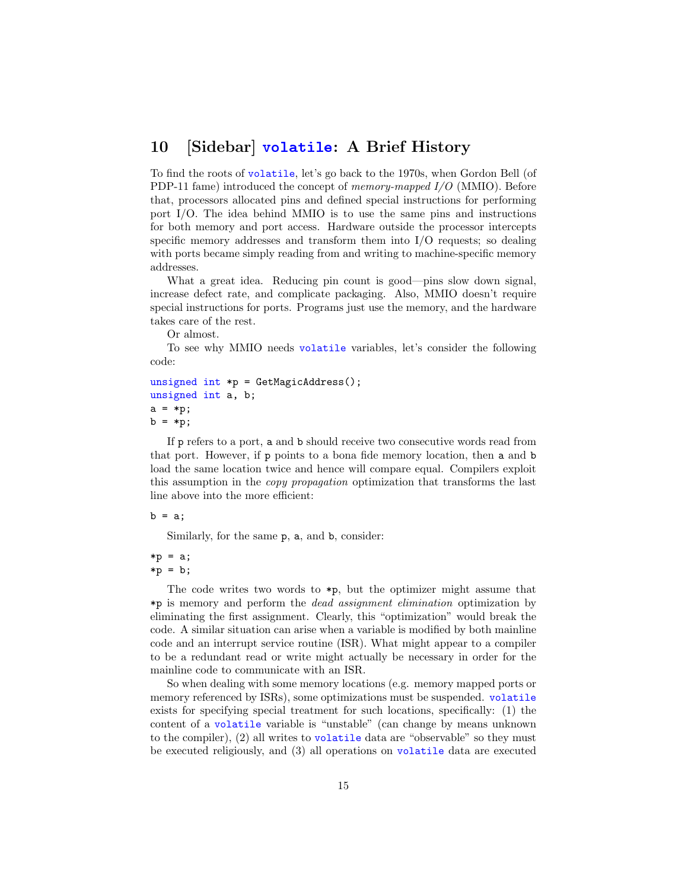## 10 [Sidebar] `volatile`: A Brief History

To find the roots of `volatile`, let's go back to the 1970s, when Gordon Bell (of PDP-11 fame) introduced the concept of *memory-mapped I/O* (MMIO). Before that, processors allocated pins and defined special instructions for performing port I/O. The idea behind MMIO is to use the same pins and instructions for both memory and port access. Hardware outside the processor intercepts specific memory addresses and transform them into I/O requests; so dealing with ports became simply reading from and writing to machine-specific memory addresses.

What a great idea. Reducing pin count is good—pins slow down signal, increase defect rate, and complicate packaging. Also, MMIO doesn't require special instructions for ports. Programs just use the memory, and the hardware takes care of the rest.

Or almost.

To see why MMIO needs `volatile` variables, let's consider the following code:

```
unsigned int *p = GetMagicAddress();
unsigned int a, b;
a = *p;
b = *p;
```

If `p` refers to a port, `a` and `b` should receive two consecutive words read from that port. However, if `p` points to a bona fide memory location, then `a` and `b` load the same location twice and hence will compare equal. Compilers exploit this assumption in the *copy propagation* optimization that transforms the last line above into the more efficient:

```
b = a;
```

Similarly, for the same `p`, `a`, and `b`, consider:

```
*p = a;
*p = b;
```

The code writes two words to `*p`, but the optimizer might assume that `*p` is memory and perform the *dead assignment elimination* optimization by eliminating the first assignment. Clearly, this "optimization" would break the code. A similar situation can arise when a variable is modified by both mainline code and an interrupt service routine (ISR). What might appear to a compiler to be a redundant read or write might actually be necessary in order for the mainline code to communicate with an ISR.

So when dealing with some memory locations (e.g. memory mapped ports or memory referenced by ISRs), some optimizations must be suspended. `volatile` exists for specifying special treatment for such locations, specifically: (1) the content of a `volatile` variable is "unstable" (can change by means unknown to the compiler), (2) all writes to `volatile` data are "observable" so they must be executed religiously, and (3) all operations on `volatile` data are executed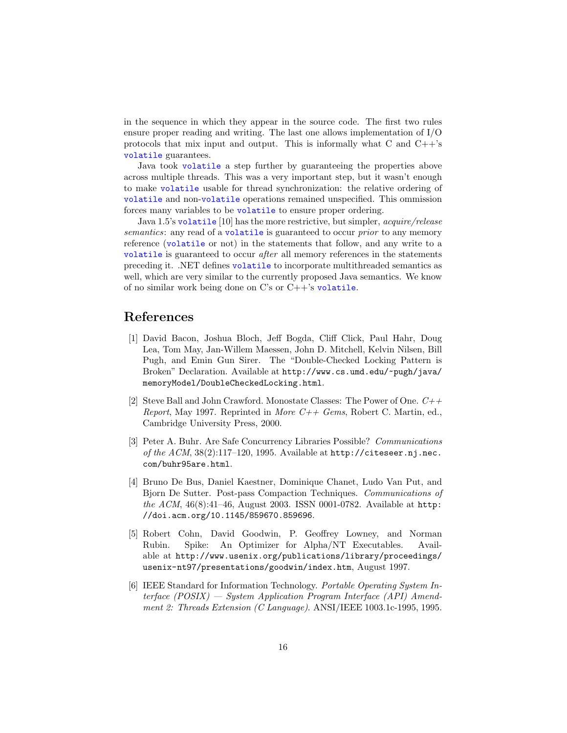in the sequence in which they appear in the source code. The first two rules ensure proper reading and writing. The last one allows implementation of I/O protocols that mix input and output. This is informally what C and C++'s `volatile` guarantees.

Java took `volatile` a step further by guaranteeing the properties above across multiple threads. This was a very important step, but it wasn't enough to make `volatile` usable for thread synchronization: the relative ordering of `volatile` and non-`volatile` operations remained unspecified. This ommission forces many variables to be `volatile` to ensure proper ordering.

Java 1.5's `volatile` [10] has the more restrictive, but simpler, *acquire/release semantics*: any read of a `volatile` is guaranteed to occur *prior* to any memory reference (`volatile` or not) in the statements that follow, and any write to a `volatile` is guaranteed to occur *after* all memory references in the statements preceding it. .NET defines `volatile` to incorporate multithreaded semantics as well, which are very similar to the currently proposed Java semantics. We know of no similar work being done on C's or C++'s `volatile`.

# References

[1] David Bacon, Joshua Bloch, Jeff Bogda, Cliff Click, Paul Hahr, Doug Lea, Tom May, Jan-Willem Maessen, John D. Mitchell, Kelvin Nilsen, Bill Pugh, and Emin Gun Sirer. The "Double-Checked Locking Pattern is Broken" Declaration. Available at `http://www.cs.umd.edu/~pugh/java/memoryModel/DoubleCheckedLocking.html`.

[2] Steve Ball and John Crawford. Monostate Classes: The Power of One. *C++ Report*, May 1997. Reprinted in *More C++ Gems*, Robert C. Martin, ed., Cambridge University Press, 2000.

[3] Peter A. Buhr. Are Safe Concurrency Libraries Possible? *Communications of the ACM*, 38(2):117–120, 1995. Available at `http://citeseer.nj.nec.com/buhr95are.html`.

[4] Bruno De Bus, Daniel Kaestner, Dominique Chanet, Ludo Van Put, and Bjorn De Sutter. Post-pass Compaction Techniques. *Communications of the ACM*, 46(8):41–46, August 2003. ISSN 0001-0782. Available at `http://doi.acm.org/10.1145/859670.859696`.

[5] Robert Cohn, David Goodwin, P. Geoffrey Lowney, and Norman Rubin. Spike: An Optimizer for Alpha/NT Executables. Available at `http://www.usenix.org/publications/library/proceedings/usenix-nt97/presentations/goodwin/index.htm`, August 1997.

[6] IEEE Standard for Information Technology. *Portable Operating System Interface (POSIX) — System Application Program Interface (API) Amendment 2: Threads Extension (C Language)*. ANSI/IEEE 1003.1c-1995, 1995.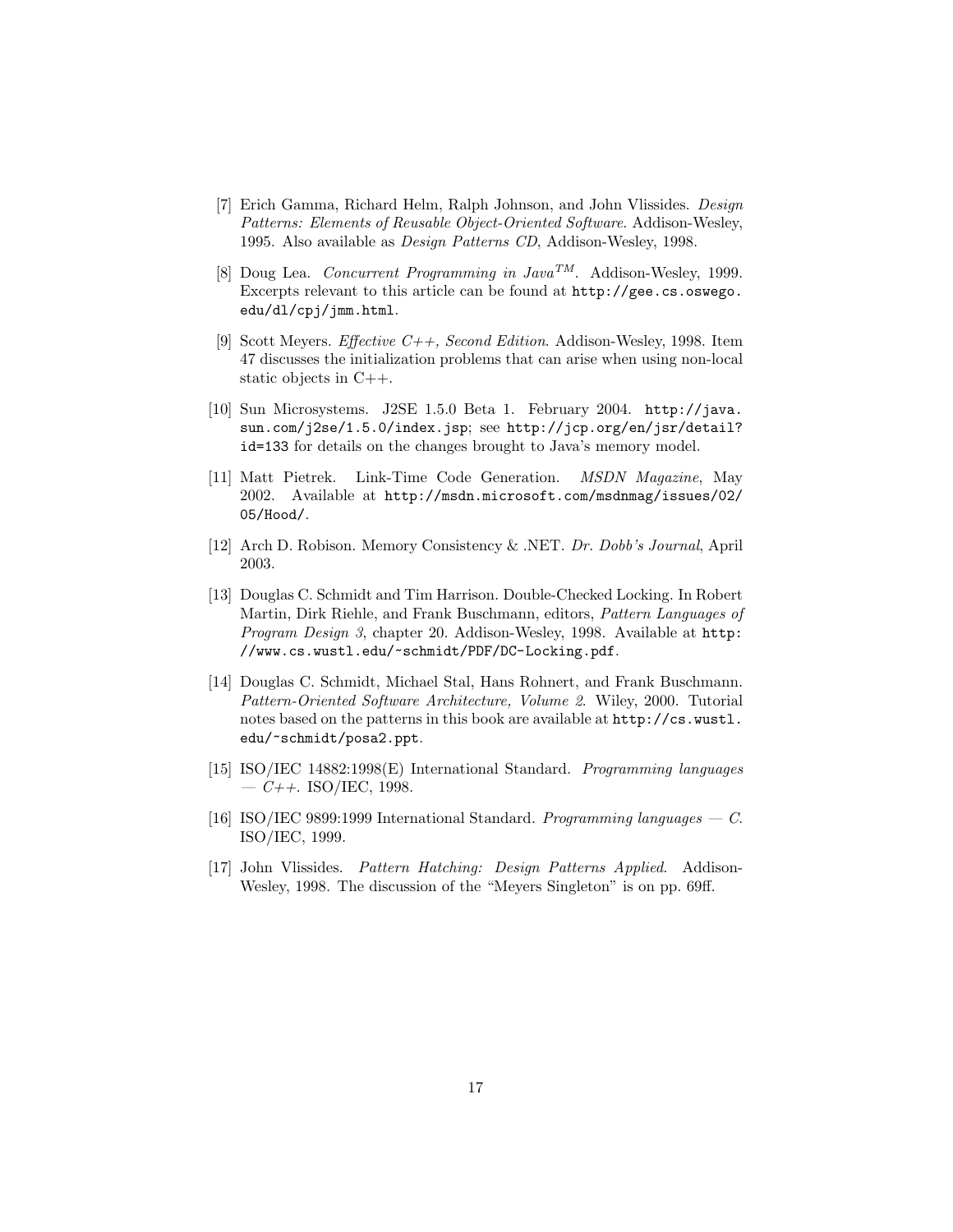[7] Erich Gamma, Richard Helm, Ralph Johnson, and John Vlissides. *Design Patterns: Elements of Reusable Object-Oriented Software*. Addison-Wesley, 1995. Also available as *Design Patterns CD*, Addison-Wesley, 1998.

[8] Doug Lea. *Concurrent Programming in Java*$^{TM}$. Addison-Wesley, 1999. Excerpts relevant to this article can be found at `http://gee.cs.oswego.edu/dl/cpj/jmm.html`.

[9] Scott Meyers. *Effective C++, Second Edition*. Addison-Wesley, 1998. Item 47 discusses the initialization problems that can arise when using non-local static objects in C++.

[10] Sun Microsystems. J2SE 1.5.0 Beta 1. February 2004. `http://java.sun.com/j2se/1.5.0/index.jsp`; see `http://jcp.org/en/jsr/detail?id=133` for details on the changes brought to Java's memory model.

[11] Matt Pietrek. Link-Time Code Generation. *MSDN Magazine*, May 2002. Available at `http://msdn.microsoft.com/msdnmag/issues/02/05/Hood/`.

[12] Arch D. Robison. Memory Consistency & .NET. *Dr. Dobb's Journal*, April 2003.

[13] Douglas C. Schmidt and Tim Harrison. Double-Checked Locking. In Robert Martin, Dirk Riehle, and Frank Buschmann, editors, *Pattern Languages of Program Design 3*, chapter 20. Addison-Wesley, 1998. Available at `http://www.cs.wustl.edu/~schmidt/PDF/DC-Locking.pdf`.

[14] Douglas C. Schmidt, Michael Stal, Hans Rohnert, and Frank Buschmann. *Pattern-Oriented Software Architecture, Volume 2*. Wiley, 2000. Tutorial notes based on the patterns in this book are available at `http://cs.wustl.edu/~schmidt/posa2.ppt`.

[15] ISO/IEC 14882:1998(E) International Standard. *Programming languages — C++*. ISO/IEC, 1998.

[16] ISO/IEC 9899:1999 International Standard. *Programming languages — C*. ISO/IEC, 1999.

[17] John Vlissides. *Pattern Hatching: Design Patterns Applied*. Addison-Wesley, 1998. The discussion of the "Meyers Singleton" is on pp. 69ff.